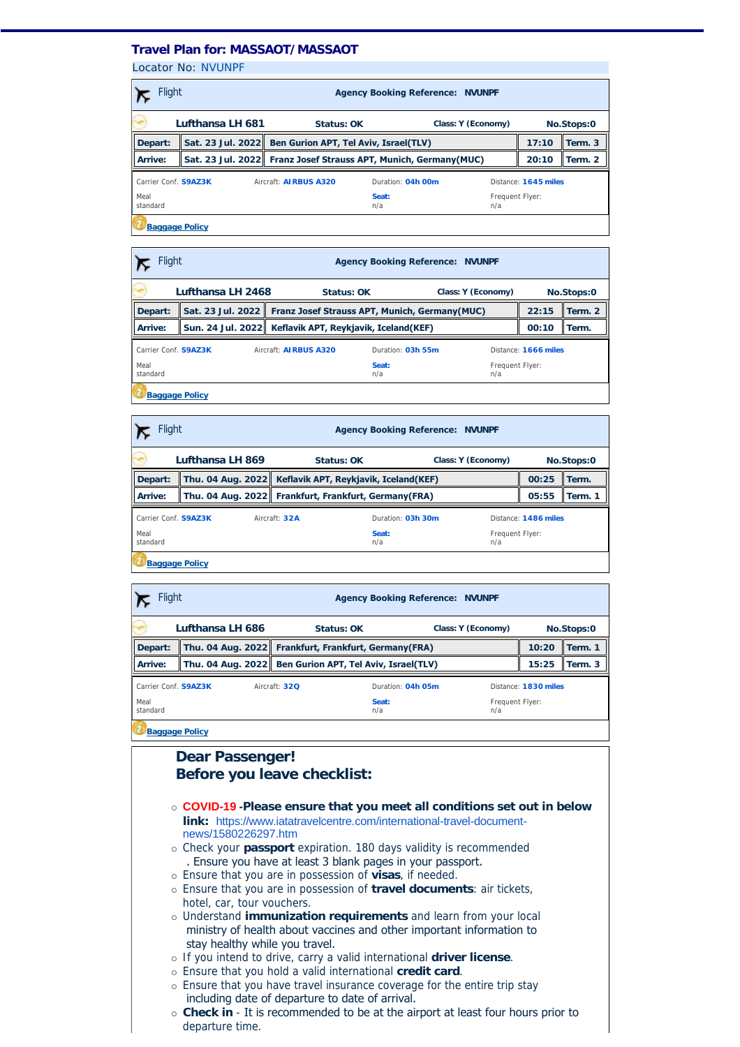# Travel Plan for: MASSAOT/ MASSAOT

Locator No: NVUNPF

| Flight | Agency Booking Reference: NVUNPF | | | |
|---|---|---|---|---|
| **Lufthansa LH 681** | **Status: OK** | **Class: Y (Economy)** | **No.Stops:0** | |
| **Depart:** | **Sat. 23 Jul. 2022** | **Ben Gurion APT, Tel Aviv, Israel(TLV)** | **17:10** | **Term. 3** |
| **Arrive:** | **Sat. 23 Jul. 2022** | **Franz Josef Strauss APT, Munich, Germany(MUC)** | **20:10** | **Term. 2** |

Carrier Conf. **S9AZ3K** | Aircraft: **AIRBUS A320** | Duration: **04h 00m** | Distance: **1645 miles**

Meal standard | **Seat:** n/a | Frequent Flyer: n/a

Baggage Policy

| Flight | Agency Booking Reference: NVUNPF | | | |
|---|---|---|---|---|
| **Lufthansa LH 2468** | **Status: OK** | **Class: Y (Economy)** | **No.Stops:0** | |
| **Depart:** | **Sat. 23 Jul. 2022** | **Franz Josef Strauss APT, Munich, Germany(MUC)** | **22:15** | **Term. 2** |
| **Arrive:** | **Sun. 24 Jul. 2022** | **Keflavik APT, Reykjavik, Iceland(KEF)** | **00:10** | **Term.** |

Carrier Conf. **S9AZ3K** | Aircraft: **AIRBUS A320** | Duration: **03h 55m** | Distance: **1666 miles**

Meal standard | **Seat:** n/a | Frequent Flyer: n/a

Baggage Policy

| Flight | Agency Booking Reference: NVUNPF | | | |
|---|---|---|---|---|
| **Lufthansa LH 869** | **Status: OK** | **Class: Y (Economy)** | **No.Stops:0** | |
| **Depart:** | **Thu. 04 Aug. 2022** | **Keflavik APT, Reykjavik, Iceland(KEF)** | **00:25** | **Term.** |
| **Arrive:** | **Thu. 04 Aug. 2022** | **Frankfurt, Frankfurt, Germany(FRA)** | **05:55** | **Term. 1** |

Carrier Conf. **S9AZ3K** | Aircraft: **32A** | Duration: **03h 30m** | Distance: **1486 miles**

Meal standard | **Seat:** n/a | Frequent Flyer: n/a

Baggage Policy

| Flight | Agency Booking Reference: NVUNPF | | | |
|---|---|---|---|---|
| **Lufthansa LH 686** | **Status: OK** | **Class: Y (Economy)** | **No.Stops:0** | |
| **Depart:** | **Thu. 04 Aug. 2022** | **Frankfurt, Frankfurt, Germany(FRA)** | **10:20** | **Term. 1** |
| **Arrive:** | **Thu. 04 Aug. 2022** | **Ben Gurion APT, Tel Aviv, Israel(TLV)** | **15:25** | **Term. 3** |

Carrier Conf. **S9AZ3K** | Aircraft: **32Q** | Duration: **04h 05m** | Distance: **1830 miles**

Meal standard | **Seat:** n/a | Frequent Flyer: n/a

Baggage Policy

## Dear Passenger!
## Before you leave checklist:

- **COVID-19** -**Please ensure that you meet all conditions set out in below link:** https://www.iatatravelcentre.com/international-travel-document-news/1580226297.htm
- Check your **passport** expiration. 180 days validity is recommended . Ensure you have at least 3 blank pages in your passport.
- Ensure that you are in possession of **visas**, if needed.
- Ensure that you are in possession of **travel documents**: air tickets, hotel, car, tour vouchers.
- Understand **immunization requirements** and learn from your local ministry of health about vaccines and other important information to stay healthy while you travel.
- If you intend to drive, carry a valid international **driver license**.
- Ensure that you hold a valid international **credit card**.
- Ensure that you have travel insurance coverage for the entire trip stay including date of departure to date of arrival.
- **Check in** - It is recommended to be at the airport at least four hours prior to departure time.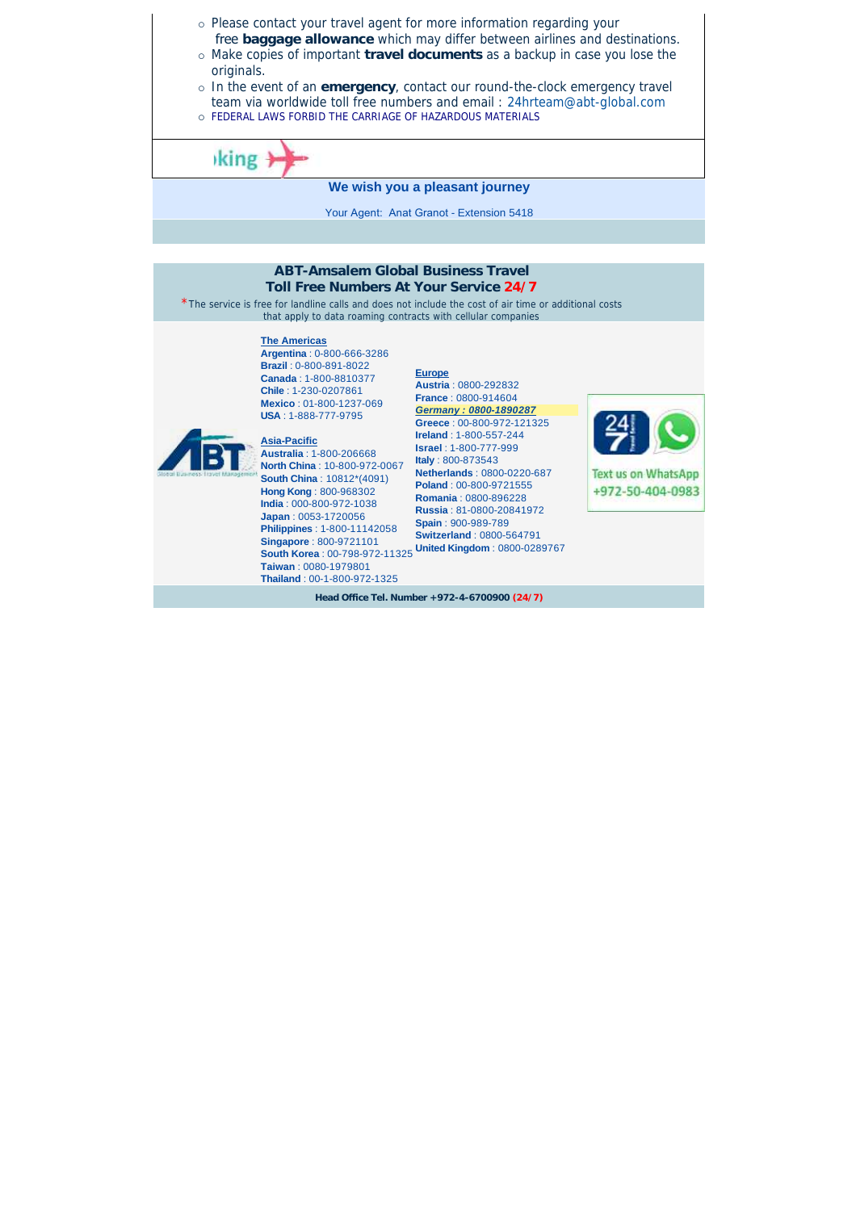- Please contact your travel agent for more information regarding your free **baggage allowance** which may differ between airlines and destinations.
- Make copies of important **travel documents** as a backup in case you lose the originals.
- In the event of an **emergency**, contact our round-the-clock emergency travel team via worldwide toll free numbers and email : 24hrteam@abt-global.com
- FEDERAL LAWS FORBID THE CARRIAGE OF HAZARDOUS MATERIALS

**We wish you a pleasant journey**

Your Agent: Anat Granot - Extension 5418

## ABT-Amsalem Global Business Travel
## Toll Free Numbers At Your Service 24/7

*The service is free for landline calls and does not include the cost of air time or additional costs that apply to data roaming contracts with cellular companies

**The Americas**

**Argentina** : 0-800-666-3286
**Brazil** : 0-800-891-8022
**Canada** : 1-800-8810377
**Chile** : 1-230-0207861
**Mexico** : 01-800-1237-069
**USA** : 1-888-777-9795

**Asia-Pacific**

**Australia** : 1-800-206668
**North China** : 10-800-972-0067
**South China** : 10812*(4091)
**Hong Kong** : 800-968302
**India** : 000-800-972-1038
**Japan** : 0053-1720056
**Philippines** : 1-800-11142058
**Singapore** : 800-9721101
**South Korea** : 00-798-972-11325
**Taiwan** : 0080-1979801
**Thailand** : 00-1-800-972-1325

**Europe**

**Austria** : 0800-292832
**France** : 0800-914604
***Germany : 0800-1890287***
**Greece** : 00-800-972-121325
**Ireland** : 1-800-557-244
**Israel** : 1-800-777-999
**Italy** : 800-873543
**Netherlands** : 0800-0220-687
**Poland** : 00-800-9721555
**Romania** : 0800-896228
**Russia** : 81-0800-20841972
**Spain** : 900-989-789
**Switzerland** : 0800-564791
**United Kingdom** : 0800-0289767

Text us on WhatsApp +972-50-404-0983

**Head Office Tel. Number +972-4-6700900 (24/7)**